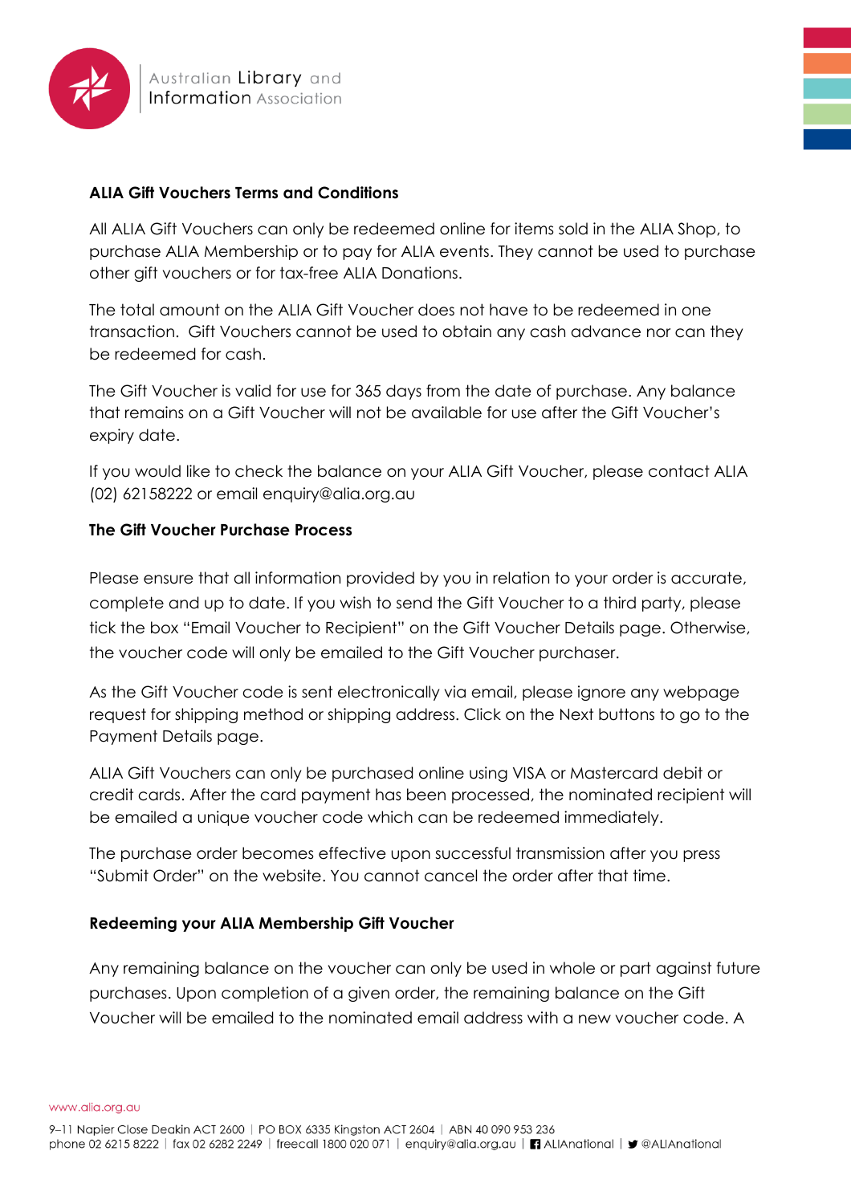Australian Library and Information Association

## ALIA Gift Vouchers Terms and Conditions

All ALIA Gift Vouchers can only be redeemed online for items sold in the ALIA Shop, to purchase ALIA Membership or to pay for ALIA events. They cannot be used to purchase other gift vouchers or for tax-free ALIA Donations.

The total amount on the ALIA Gift Voucher does not have to be redeemed in one transaction. Gift Vouchers cannot be used to obtain any cash advance nor can they be redeemed for cash.

The Gift Voucher is valid for use for 365 days from the date of purchase. Any balance that remains on a Gift Voucher will not be available for use after the Gift Voucher's expiry date.

If you would like to check the balance on your ALIA Gift Voucher, please contact ALIA (02) 62158222 or email enquiry@alia.org.au

## The Gift Voucher Purchase Process

Please ensure that all information provided by you in relation to your order is accurate, complete and up to date. If you wish to send the Gift Voucher to a third party, please tick the box "Email Voucher to Recipient" on the Gift Voucher Details page. Otherwise, the voucher code will only be emailed to the Gift Voucher purchaser.

As the Gift Voucher code is sent electronically via email, please ignore any webpage request for shipping method or shipping address. Click on the Next buttons to go to the Payment Details page.

ALIA Gift Vouchers can only be purchased online using VISA or Mastercard debit or credit cards. After the card payment has been processed, the nominated recipient will be emailed a unique voucher code which can be redeemed immediately.

The purchase order becomes effective upon successful transmission after you press "Submit Order" on the website. You cannot cancel the order after that time.

## Redeeming your ALIA Membership Gift Voucher

Any remaining balance on the voucher can only be used in whole or part against future purchases. Upon completion of a given order, the remaining balance on the Gift Voucher will be emailed to the nominated email address with a new voucher code. A

www.alia.org.au

9–11 Napier Close Deakin ACT 2600 | PO BOX 6335 Kingston ACT 2604 | ABN 40 090 953 236
phone 02 6215 8222 | fax 02 6282 2249 | freecall 1800 020 071 | enquiry@alia.org.au | ALIAnational | @ALIAnational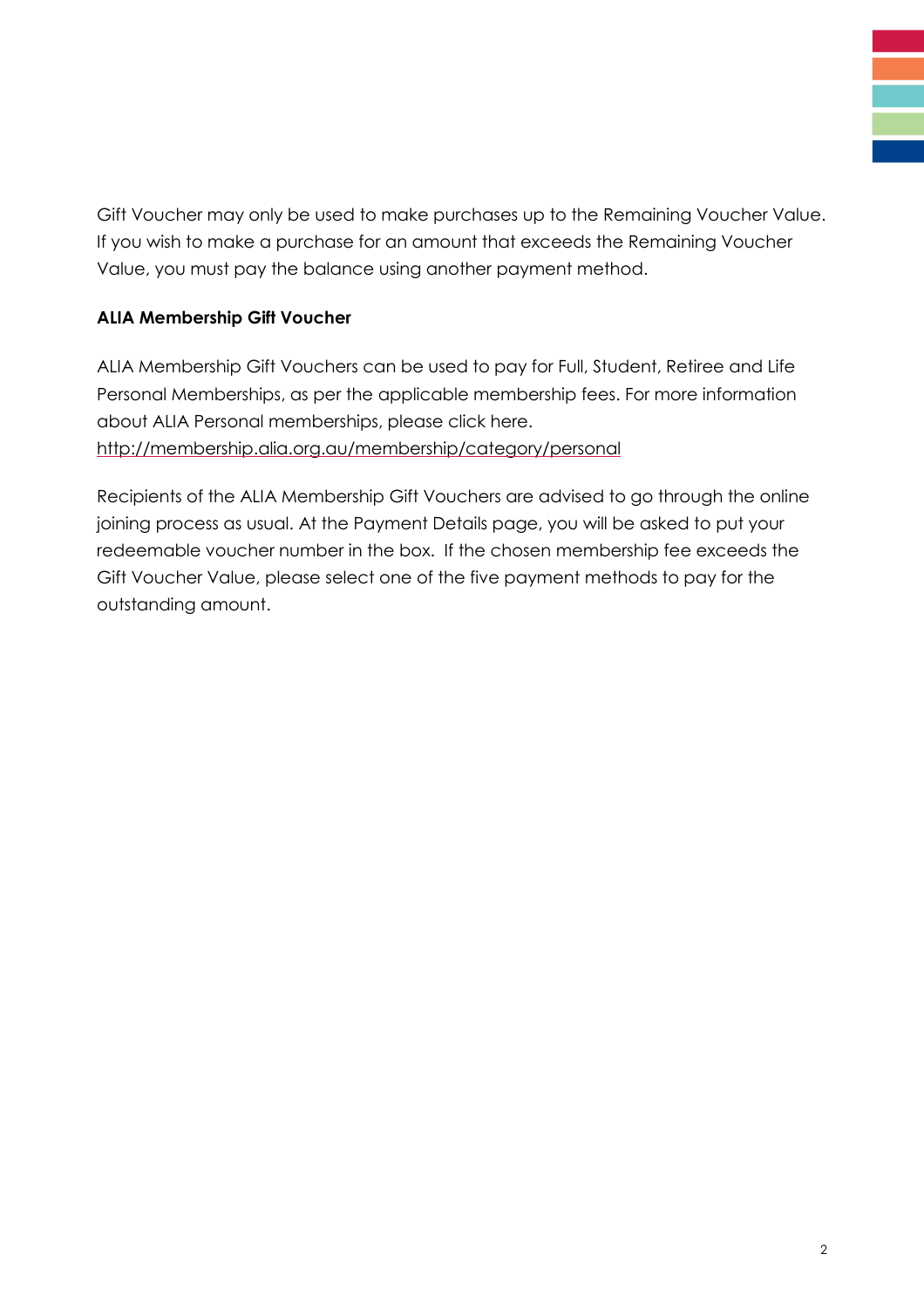Gift Voucher may only be used to make purchases up to the Remaining Voucher Value. If you wish to make a purchase for an amount that exceeds the Remaining Voucher Value, you must pay the balance using another payment method.

**ALIA Membership Gift Voucher**

ALIA Membership Gift Vouchers can be used to pay for Full, Student, Retiree and Life Personal Memberships, as per the applicable membership fees. For more information about ALIA Personal memberships, please click here.
http://membership.alia.org.au/membership/category/personal

Recipients of the ALIA Membership Gift Vouchers are advised to go through the online joining process as usual. At the Payment Details page, you will be asked to put your redeemable voucher number in the box. If the chosen membership fee exceeds the Gift Voucher Value, please select one of the five payment methods to pay for the outstanding amount.